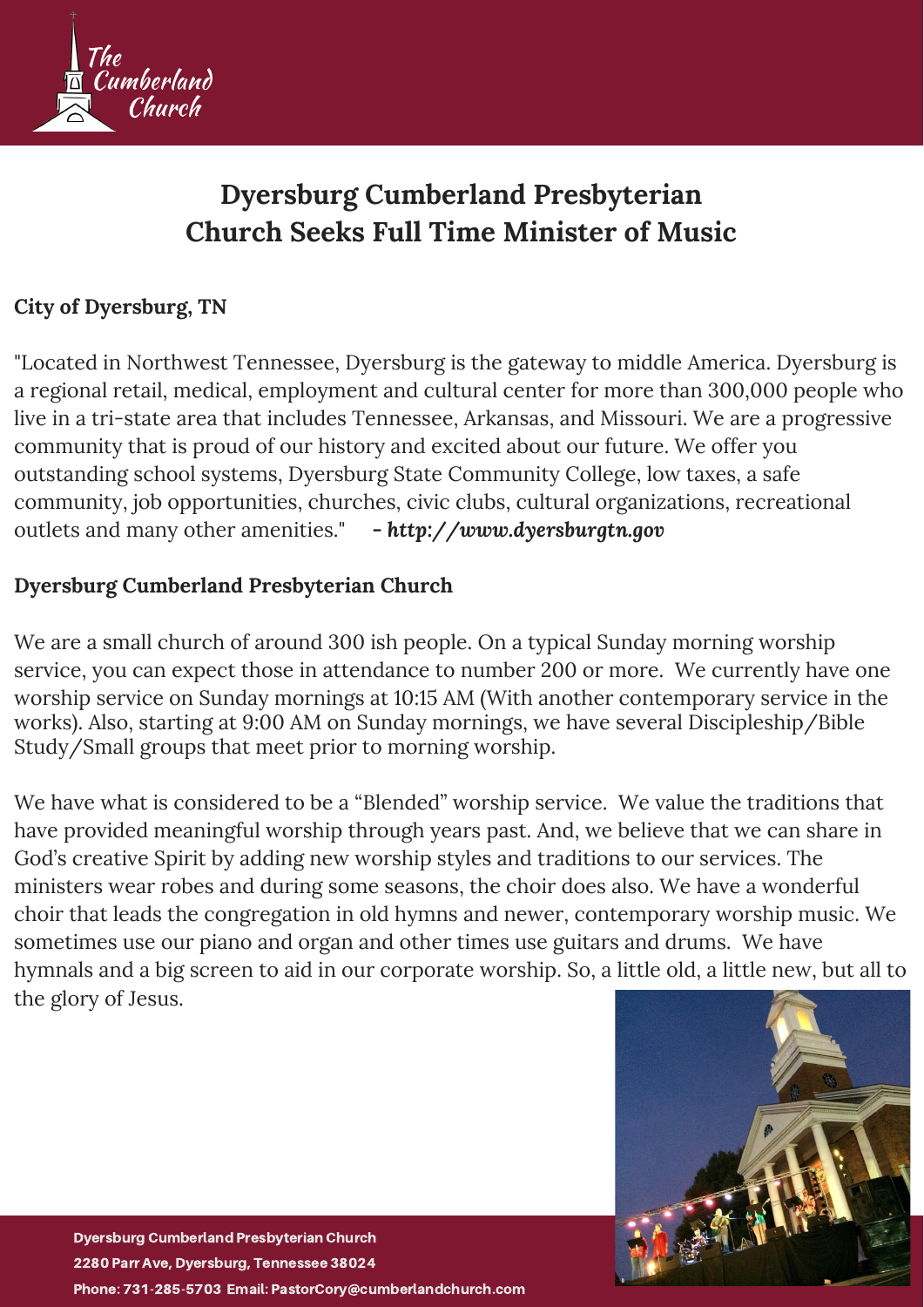# Dyersburg Cumberland Presbyterian Church Seeks Full Time Minister of Music

## City of Dyersburg, TN

"Located in Northwest Tennessee, Dyersburg is the gateway to middle America. Dyersburg is a regional retail, medical, employment and cultural center for more than 300,000 people who live in a tri-state area that includes Tennessee, Arkansas, and Missouri. We are a progressive community that is proud of our history and excited about our future. We offer you outstanding school systems, Dyersburg State Community College, low taxes, a safe community, job opportunities, churches, civic clubs, cultural organizations, recreational outlets and many other amenities." ***- http://www.dyersburgtn.gov***

## Dyersburg Cumberland Presbyterian Church

We are a small church of around 300 ish people. On a typical Sunday morning worship service, you can expect those in attendance to number 200 or more. We currently have one worship service on Sunday mornings at 10:15 AM (With another contemporary service in the works). Also, starting at 9:00 AM on Sunday mornings, we have several Discipleship/Bible Study/Small groups that meet prior to morning worship.

We have what is considered to be a "Blended" worship service. We value the traditions that have provided meaningful worship through years past. And, we believe that we can share in God's creative Spirit by adding new worship styles and traditions to our services. The ministers wear robes and during some seasons, the choir does also. We have a wonderful choir that leads the congregation in old hymns and newer, contemporary worship music. We sometimes use our piano and organ and other times use guitars and drums. We have hymnals and a big screen to aid in our corporate worship. So, a little old, a little new, but all to the glory of Jesus.

**Dyersburg Cumberland Presbyterian Church**
**2280 Parr Ave, Dyersburg, Tennessee 38024**
**Phone: 731-285-5703 Email: PastorCory@cumberlandchurch.com**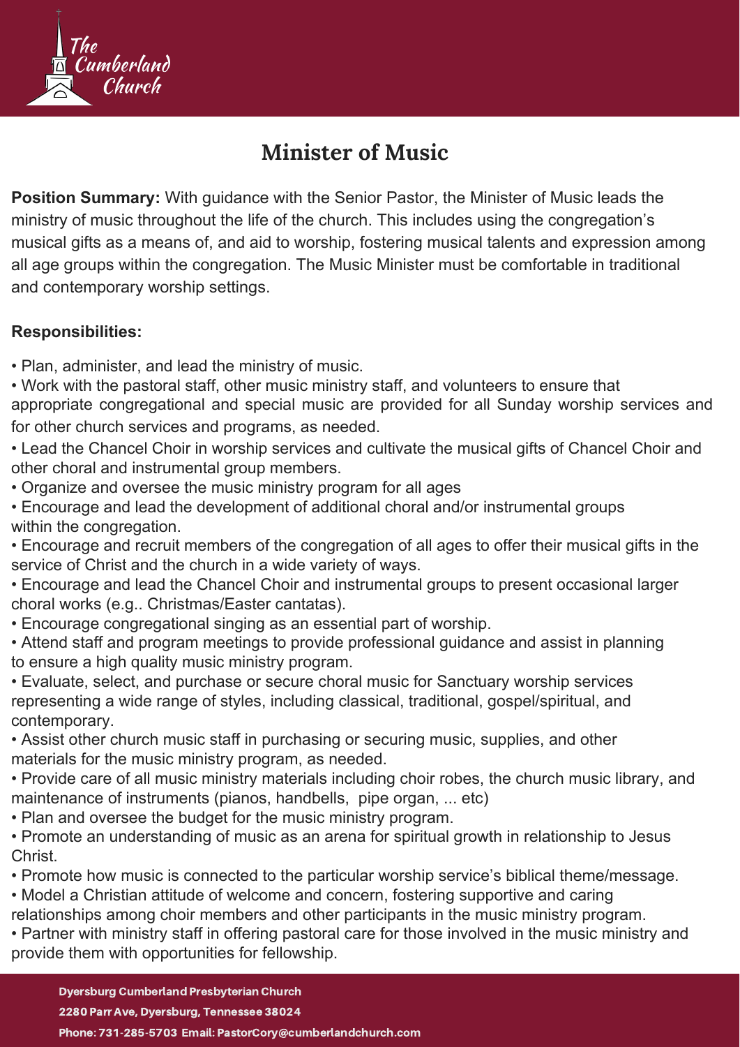# Minister of Music

**Position Summary:** With guidance with the Senior Pastor, the Minister of Music leads the ministry of music throughout the life of the church. This includes using the congregation's musical gifts as a means of, and aid to worship, fostering musical talents and expression among all age groups within the congregation. The Music Minister must be comfortable in traditional and contemporary worship settings.

**Responsibilities:**

- Plan, administer, and lead the ministry of music.
- Work with the pastoral staff, other music ministry staff, and volunteers to ensure that appropriate congregational and special music are provided for all Sunday worship services and for other church services and programs, as needed.
- Lead the Chancel Choir in worship services and cultivate the musical gifts of Chancel Choir and other choral and instrumental group members.
- Organize and oversee the music ministry program for all ages
- Encourage and lead the development of additional choral and/or instrumental groups within the congregation.
- Encourage and recruit members of the congregation of all ages to offer their musical gifts in the service of Christ and the church in a wide variety of ways.
- Encourage and lead the Chancel Choir and instrumental groups to present occasional larger choral works (e.g.. Christmas/Easter cantatas).
- Encourage congregational singing as an essential part of worship.
- Attend staff and program meetings to provide professional guidance and assist in planning to ensure a high quality music ministry program.
- Evaluate, select, and purchase or secure choral music for Sanctuary worship services representing a wide range of styles, including classical, traditional, gospel/spiritual, and contemporary.
- Assist other church music staff in purchasing or securing music, supplies, and other materials for the music ministry program, as needed.
- Provide care of all music ministry materials including choir robes, the church music library, and maintenance of instruments (pianos, handbells, pipe organ, ... etc)
- Plan and oversee the budget for the music ministry program.
- Promote an understanding of music as an arena for spiritual growth in relationship to Jesus Christ.
- Promote how music is connected to the particular worship service's biblical theme/message.
- Model a Christian attitude of welcome and concern, fostering supportive and caring relationships among choir members and other participants in the music ministry program.
- Partner with ministry staff in offering pastoral care for those involved in the music ministry and provide them with opportunities for fellowship.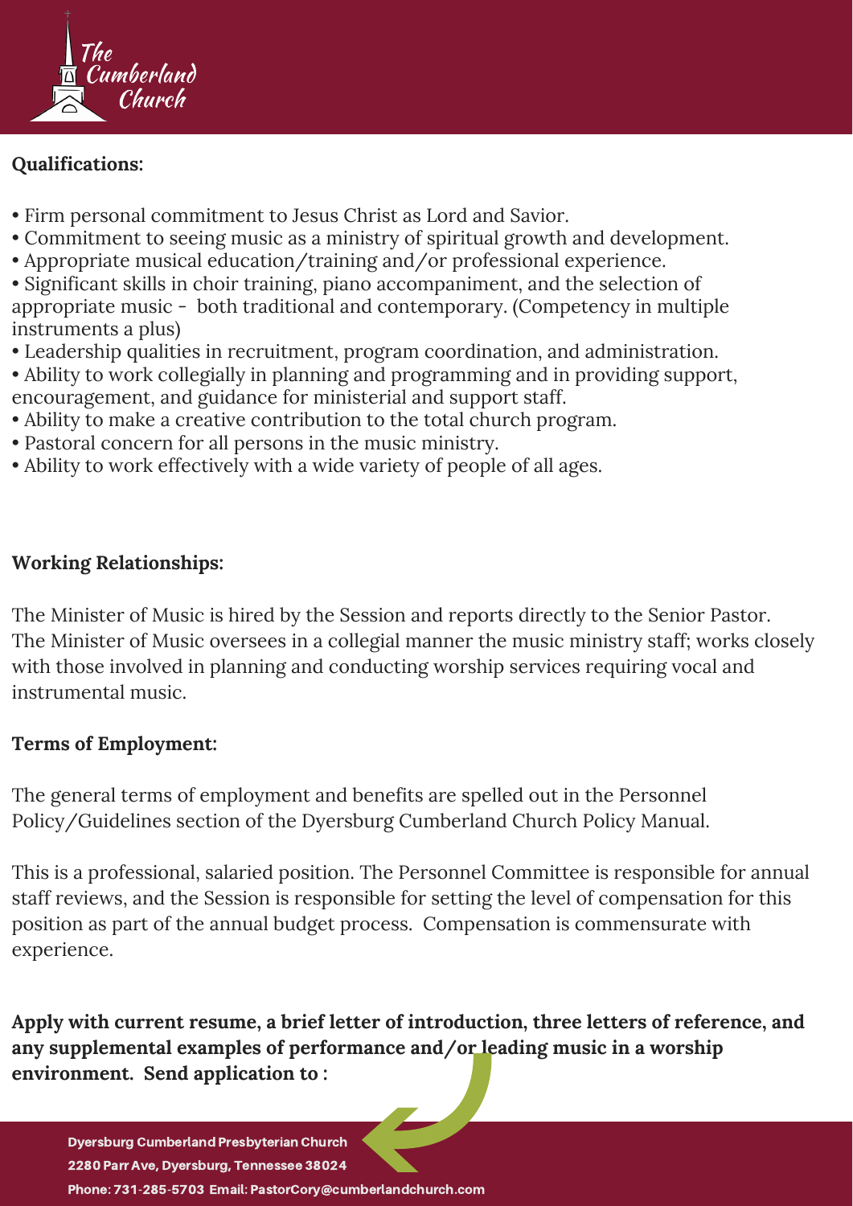**Qualifications:**

- Firm personal commitment to Jesus Christ as Lord and Savior.
- Commitment to seeing music as a ministry of spiritual growth and development.
- Appropriate musical education/training and/or professional experience.
- Significant skills in choir training, piano accompaniment, and the selection of appropriate music - both traditional and contemporary. (Competency in multiple instruments a plus)
- Leadership qualities in recruitment, program coordination, and administration.
- Ability to work collegially in planning and programming and in providing support, encouragement, and guidance for ministerial and support staff.
- Ability to make a creative contribution to the total church program.
- Pastoral concern for all persons in the music ministry.
- Ability to work effectively with a wide variety of people of all ages.

**Working Relationships:**

The Minister of Music is hired by the Session and reports directly to the Senior Pastor. The Minister of Music oversees in a collegial manner the music ministry staff; works closely with those involved in planning and conducting worship services requiring vocal and instrumental music.

**Terms of Employment:**

The general terms of employment and benefits are spelled out in the Personnel Policy/Guidelines section of the Dyersburg Cumberland Church Policy Manual.

This is a professional, salaried position. The Personnel Committee is responsible for annual staff reviews, and the Session is responsible for setting the level of compensation for this position as part of the annual budget process. Compensation is commensurate with experience.

**Apply with current resume, a brief letter of introduction, three letters of reference, and any supplemental examples of performance and/or leading music in a worship environment. Send application to :**

**Dyersburg Cumberland Presbyterian Church**
**2280 Parr Ave, Dyersburg, Tennessee 38024**
**Phone: 731-285-5703 Email: PastorCory@cumberlandchurch.com**